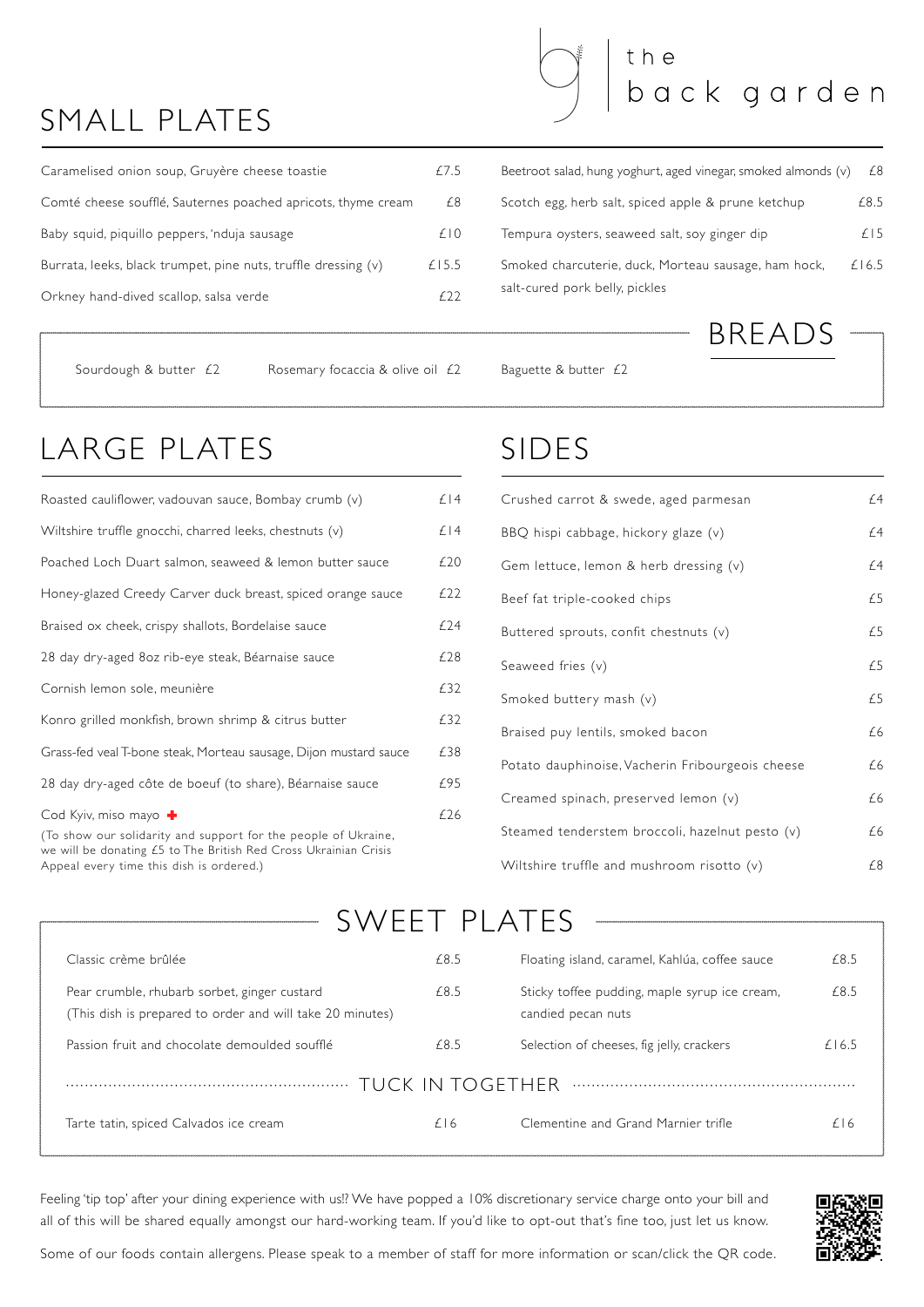# the back garden

## SMALL PLATES

| Dish | Price |
|---|---|
| Caramelised onion soup, Gruyère cheese toastie | £7.5 |
| Comté cheese soufflé, Sauternes poached apricots, thyme cream | £8 |
| Baby squid, piquillo peppers, 'nduja sausage | £10 |
| Burrata, leeks, black trumpet, pine nuts, truffle dressing (v) | £15.5 |
| Orkney hand-dived scallop, salsa verde | £22 |
| Beetroot salad, hung yoghurt, aged vinegar, smoked almonds (v) | £8 |
| Scotch egg, herb salt, spiced apple & prune ketchup | £8.5 |
| Tempura oysters, seaweed salt, soy ginger dip | £15 |
| Smoked charcuterie, duck, Morteau sausage, ham hock, salt-cured pork belly, pickles | £16.5 |

## BREADS

Sourdough & butter £2

Rosemary focaccia & olive oil £2

Baguette & butter £2

## LARGE PLATES

| Dish | Price |
|---|---|
| Roasted cauliflower, vadouvan sauce, Bombay crumb (v) | £14 |
| Wiltshire truffle gnocchi, charred leeks, chestnuts (v) | £14 |
| Poached Loch Duart salmon, seaweed & lemon butter sauce | £20 |
| Honey-glazed Creedy Carver duck breast, spiced orange sauce | £22 |
| Braised ox cheek, crispy shallots, Bordelaise sauce | £24 |
| 28 day dry-aged 8oz rib-eye steak, Béarnaise sauce | £28 |
| Cornish lemon sole, meunière | £32 |
| Konro grilled monkfish, brown shrimp & citrus butter | £32 |
| Grass-fed veal T-bone steak, Morteau sausage, Dijon mustard sauce | £38 |
| 28 day dry-aged côte de boeuf (to share), Béarnaise sauce | £95 |
| Cod Kyiv, miso mayo ✚ | £26 |

(To show our solidarity and support for the people of Ukraine, we will be donating £5 to The British Red Cross Ukrainian Crisis Appeal every time this dish is ordered.)

## SIDES

| Dish | Price |
|---|---|
| Crushed carrot & swede, aged parmesan | £4 |
| BBQ hispi cabbage, hickory glaze (v) | £4 |
| Gem lettuce, lemon & herb dressing (v) | £4 |
| Beef fat triple-cooked chips | £5 |
| Buttered sprouts, confit chestnuts (v) | £5 |
| Seaweed fries (v) | £5 |
| Smoked buttery mash (v) | £5 |
| Braised puy lentils, smoked bacon | £6 |
| Potato dauphinoise, Vacherin Fribourgeois cheese | £6 |
| Creamed spinach, preserved lemon (v) | £6 |
| Steamed tenderstem broccoli, hazelnut pesto (v) | £6 |
| Wiltshire truffle and mushroom risotto (v) | £8 |

## SWEET PLATES

| Dish | Price |
|---|---|
| Classic crème brûlée | £8.5 |
| Pear crumble, rhubarb sorbet, ginger custard (This dish is prepared to order and will take 20 minutes) | £8.5 |
| Passion fruit and chocolate demoulded soufflé | £8.5 |
| Floating island, caramel, Kahlúa, coffee sauce | £8.5 |
| Sticky toffee pudding, maple syrup ice cream, candied pecan nuts | £8.5 |
| Selection of cheeses, fig jelly, crackers | £16.5 |

### TUCK IN TOGETHER

| Dish | Price |
|---|---|
| Tarte tatin, spiced Calvados ice cream | £16 |
| Clementine and Grand Marnier trifle | £16 |

Feeling 'tip top' after your dining experience with us!? We have popped a 10% discretionary service charge onto your bill and all of this will be shared equally amongst our hard-working team. If you'd like to opt-out that's fine too, just let us know.

Some of our foods contain allergens. Please speak to a member of staff for more information or scan/click the QR code.